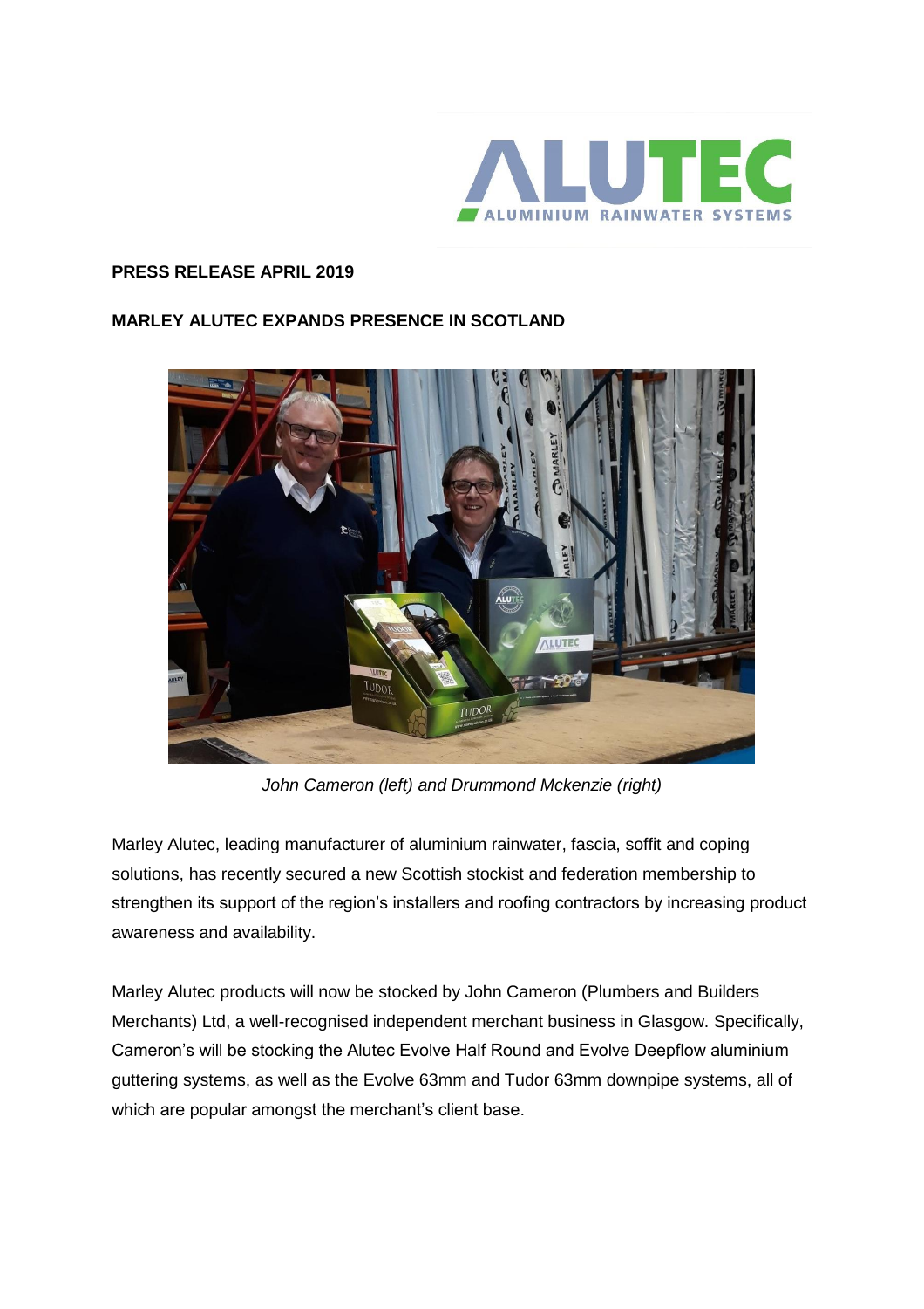**PRESS RELEASE APRIL 2019**

**MARLEY ALUTEC EXPANDS PRESENCE IN SCOTLAND**

*John Cameron (left) and Drummond Mckenzie (right)*

Marley Alutec, leading manufacturer of aluminium rainwater, fascia, soffit and coping solutions, has recently secured a new Scottish stockist and federation membership to strengthen its support of the region's installers and roofing contractors by increasing product awareness and availability.

Marley Alutec products will now be stocked by John Cameron (Plumbers and Builders Merchants) Ltd, a well-recognised independent merchant business in Glasgow. Specifically, Cameron's will be stocking the Alutec Evolve Half Round and Evolve Deepflow aluminium guttering systems, as well as the Evolve 63mm and Tudor 63mm downpipe systems, all of which are popular amongst the merchant's client base.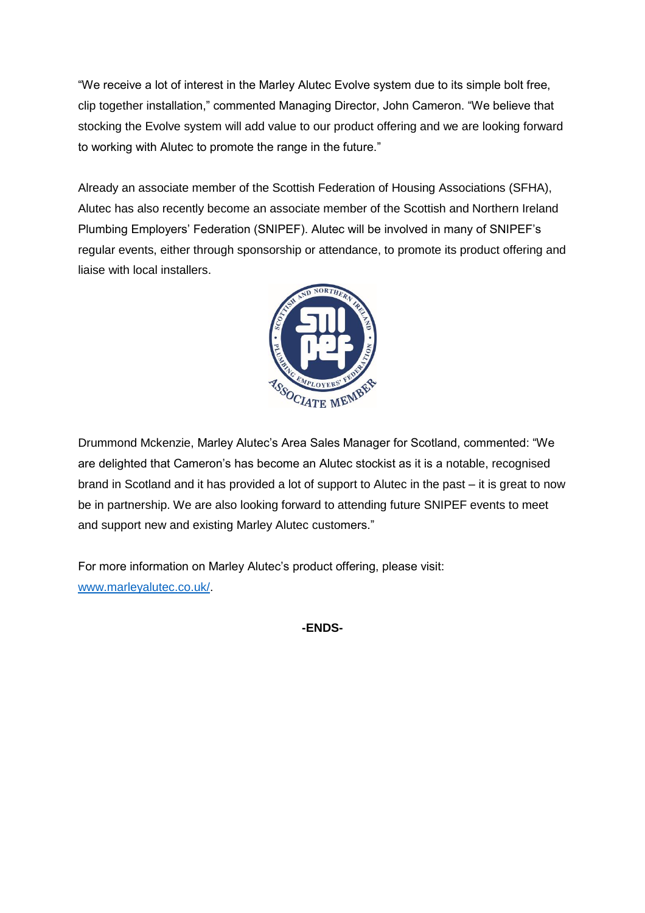"We receive a lot of interest in the Marley Alutec Evolve system due to its simple bolt free, clip together installation," commented Managing Director, John Cameron. "We believe that stocking the Evolve system will add value to our product offering and we are looking forward to working with Alutec to promote the range in the future."

Already an associate member of the Scottish Federation of Housing Associations (SFHA), Alutec has also recently become an associate member of the Scottish and Northern Ireland Plumbing Employers' Federation (SNIPEF). Alutec will be involved in many of SNIPEF's regular events, either through sponsorship or attendance, to promote its product offering and liaise with local installers.

Drummond Mckenzie, Marley Alutec's Area Sales Manager for Scotland, commented: "We are delighted that Cameron's has become an Alutec stockist as it is a notable, recognised brand in Scotland and it has provided a lot of support to Alutec in the past – it is great to now be in partnership. We are also looking forward to attending future SNIPEF events to meet and support new and existing Marley Alutec customers."

For more information on Marley Alutec's product offering, please visit: [www.marleyalutec.co.uk/](http://www.marleyalutec.co.uk/).

**-ENDS-**